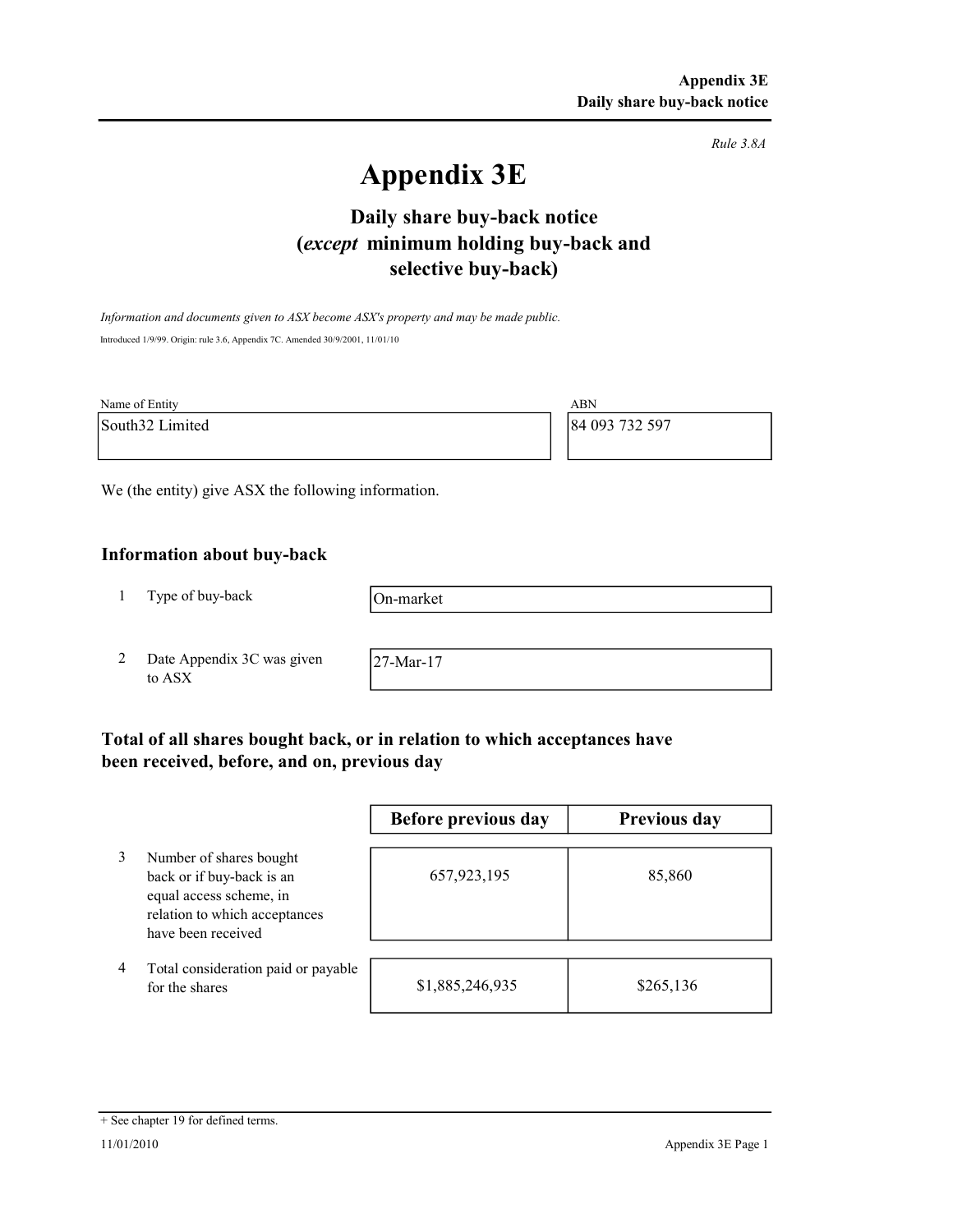*Rule 3.8A*

# Appendix 3E

## Daily share buy-back notice
## (*except* minimum holding buy-back and selective buy-back)

*Information and documents given to ASX become ASX's property and may be made public.*

Introduced 1/9/99. Origin: rule 3.6, Appendix 7C. Amended 30/9/2001, 11/01/10

| Name of Entity | ABN |
|---|---|
| South32 Limited | 84 093 732 597 |

We (the entity) give ASX the following information.

### Information about buy-back

| | | |
|---|---|---|
| 1 | Type of buy-back | On-market |
| 2 | Date Appendix 3C was given to ASX | 27-Mar-17 |

### Total of all shares bought back, or in relation to which acceptances have been received, before, and on, previous day

| | | Before previous day | Previous day |
|---|---|---|---|
| 3 | Number of shares bought back or if buy-back is an equal access scheme, in relation to which acceptances have been received | 657,923,195 | 85,860 |
| 4 | Total consideration paid or payable for the shares | $1,885,246,935 | $265,136 |

+ See chapter 19 for defined terms.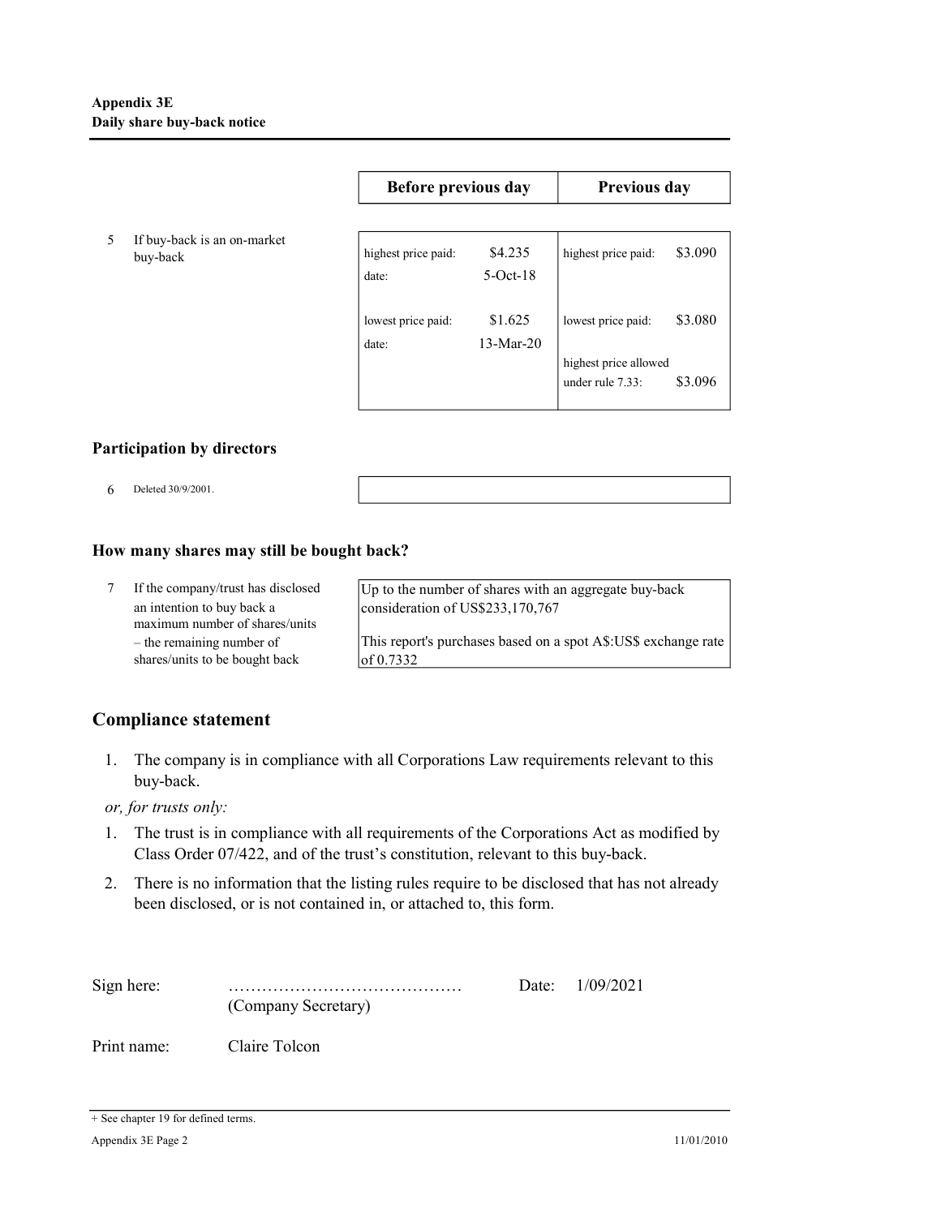**Appendix 3E**
**Daily share buy-back notice**

| | Before previous day | | Previous day | |
|---|---|---|---|---|
| 5 If buy-back is an on-market buy-back | highest price paid: | $4.235 | highest price paid: | $3.090 |
| | date: | 5-Oct-18 | | |
| | lowest price paid: | $1.625 | lowest price paid: | $3.080 |
| | date: | 13-Mar-20 | highest price allowed under rule 7.33: | $3.096 |

## Participation by directors

| | |
|---|---|
| 6 Deleted 30/9/2001. | |

## How many shares may still be bought back?

| | |
|---|---|
| 7 If the company/trust has disclosed an intention to buy back a maximum number of shares/units – the remaining number of shares/units to be bought back | Up to the number of shares with an aggregate buy-back consideration of US$233,170,767<br><br>This report's purchases based on a spot A$:US$ exchange rate of 0.7332 |

## Compliance statement

1. The company is in compliance with all Corporations Law requirements relevant to this buy-back.

*or, for trusts only:*

1. The trust is in compliance with all requirements of the Corporations Act as modified by Class Order 07/422, and of the trust's constitution, relevant to this buy-back.
2. There is no information that the listing rules require to be disclosed that has not already been disclosed, or is not contained in, or attached to, this form.

Sign here: …………………………………… (Company Secretary) Date: 1/09/2021

Print name: Claire Tolcon

+ See chapter 19 for defined terms.